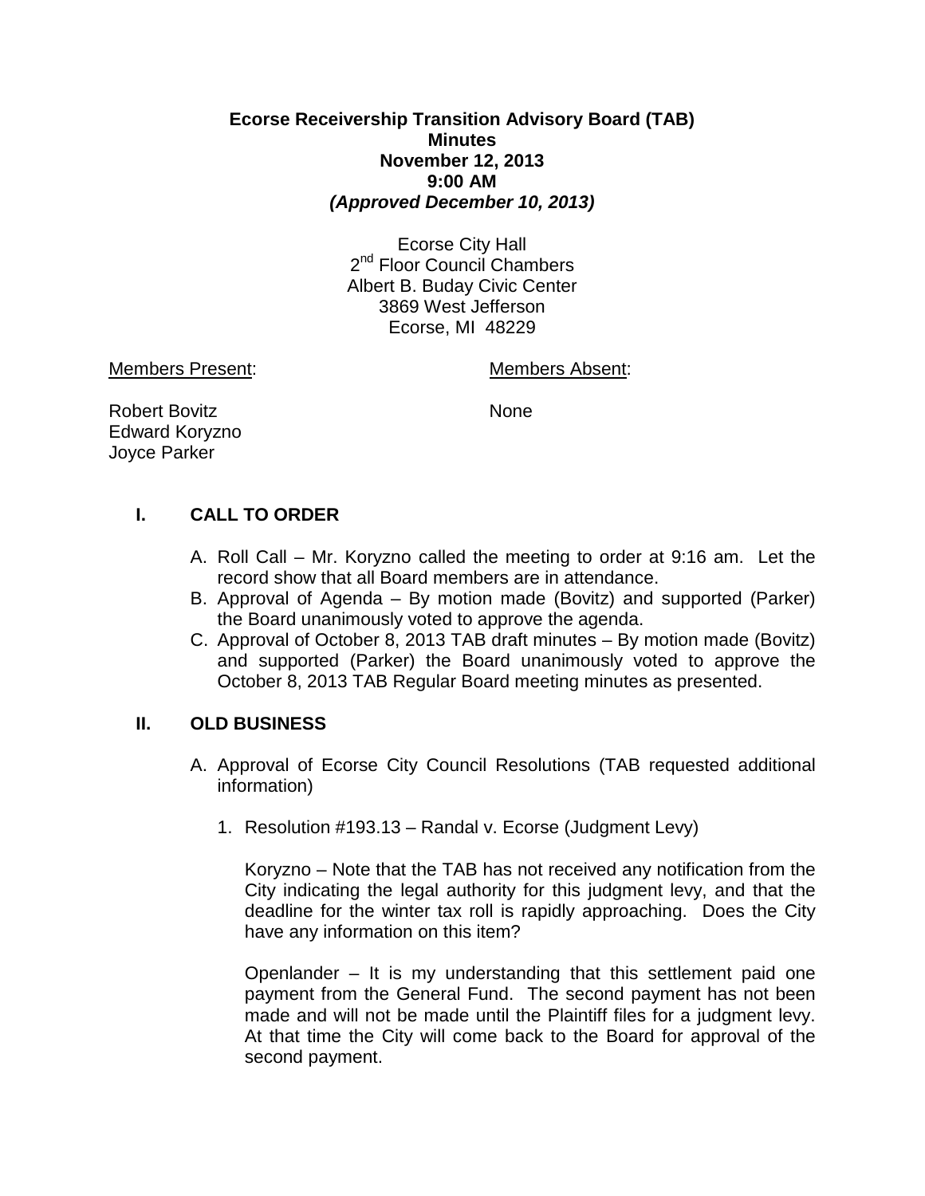**Ecorse Receivership Transition Advisory Board (TAB)**
**Minutes**
**November 12, 2013**
**9:00 AM**
***(Approved December 10, 2013)***

Ecorse City Hall
2nd Floor Council Chambers
Albert B. Buday Civic Center
3869 West Jefferson
Ecorse, MI 48229

Members Present:

Robert Bovitz
Edward Koryzno
Joyce Parker

Members Absent:

None

## I. CALL TO ORDER

A. Roll Call – Mr. Koryzno called the meeting to order at 9:16 am. Let the record show that all Board members are in attendance.

B. Approval of Agenda – By motion made (Bovitz) and supported (Parker) the Board unanimously voted to approve the agenda.

C. Approval of October 8, 2013 TAB draft minutes – By motion made (Bovitz) and supported (Parker) the Board unanimously voted to approve the October 8, 2013 TAB Regular Board meeting minutes as presented.

## II. OLD BUSINESS

A. Approval of Ecorse City Council Resolutions (TAB requested additional information)

1. Resolution #193.13 – Randal v. Ecorse (Judgment Levy)

   Koryzno – Note that the TAB has not received any notification from the City indicating the legal authority for this judgment levy, and that the deadline for the winter tax roll is rapidly approaching. Does the City have any information on this item?

   Openlander – It is my understanding that this settlement paid one payment from the General Fund. The second payment has not been made and will not be made until the Plaintiff files for a judgment levy. At that time the City will come back to the Board for approval of the second payment.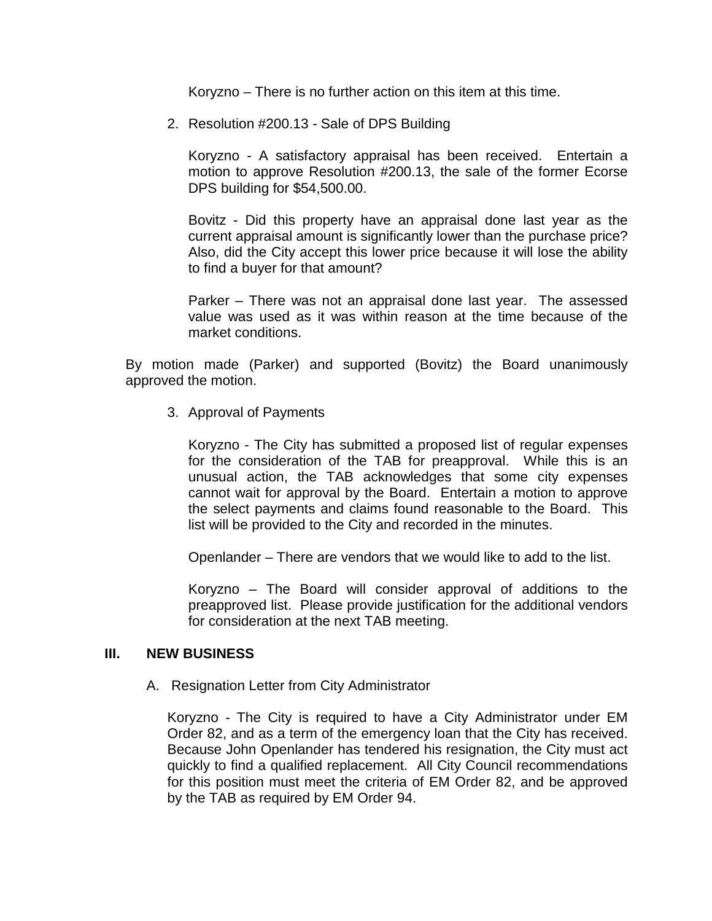Koryzno – There is no further action on this item at this time.

2. Resolution #200.13 - Sale of DPS Building

   Koryzno - A satisfactory appraisal has been received. Entertain a motion to approve Resolution #200.13, the sale of the former Ecorse DPS building for $54,500.00.

   Bovitz - Did this property have an appraisal done last year as the current appraisal amount is significantly lower than the purchase price? Also, did the City accept this lower price because it will lose the ability to find a buyer for that amount?

   Parker – There was not an appraisal done last year. The assessed value was used as it was within reason at the time because of the market conditions.

By motion made (Parker) and supported (Bovitz) the Board unanimously approved the motion.

3. Approval of Payments

   Koryzno - The City has submitted a proposed list of regular expenses for the consideration of the TAB for preapproval. While this is an unusual action, the TAB acknowledges that some city expenses cannot wait for approval by the Board. Entertain a motion to approve the select payments and claims found reasonable to the Board. This list will be provided to the City and recorded in the minutes.

   Openlander – There are vendors that we would like to add to the list.

   Koryzno – The Board will consider approval of additions to the preapproved list. Please provide justification for the additional vendors for consideration at the next TAB meeting.

## III. NEW BUSINESS

A. Resignation Letter from City Administrator

   Koryzno - The City is required to have a City Administrator under EM Order 82, and as a term of the emergency loan that the City has received. Because John Openlander has tendered his resignation, the City must act quickly to find a qualified replacement. All City Council recommendations for this position must meet the criteria of EM Order 82, and be approved by the TAB as required by EM Order 94.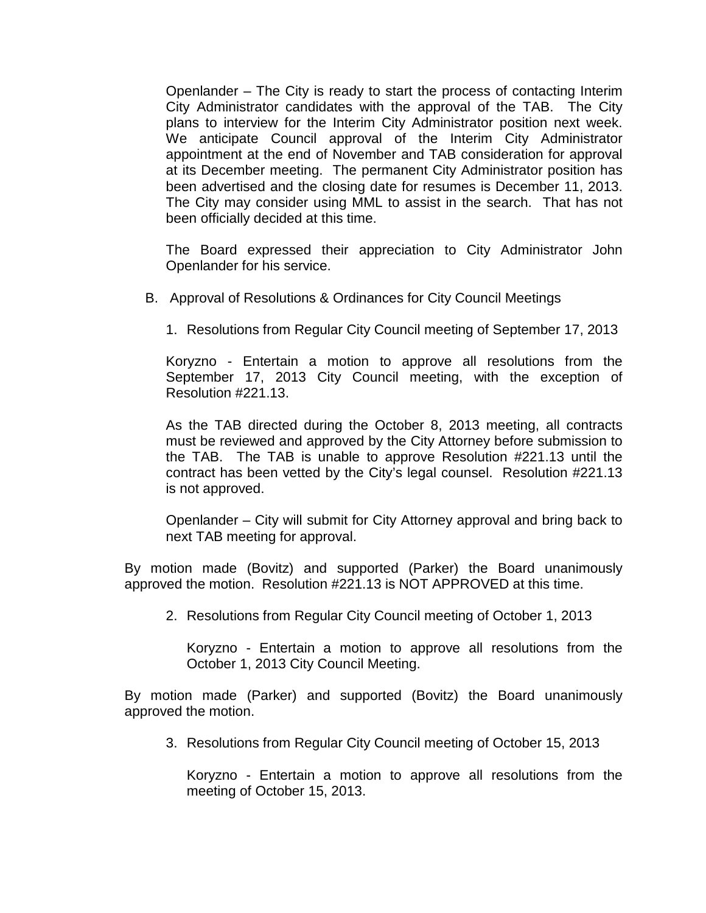Openlander – The City is ready to start the process of contacting Interim City Administrator candidates with the approval of the TAB. The City plans to interview for the Interim City Administrator position next week. We anticipate Council approval of the Interim City Administrator appointment at the end of November and TAB consideration for approval at its December meeting. The permanent City Administrator position has been advertised and the closing date for resumes is December 11, 2013. The City may consider using MML to assist in the search. That has not been officially decided at this time.

The Board expressed their appreciation to City Administrator John Openlander for his service.

B. Approval of Resolutions & Ordinances for City Council Meetings

1. Resolutions from Regular City Council meeting of September 17, 2013

Koryzno - Entertain a motion to approve all resolutions from the September 17, 2013 City Council meeting, with the exception of Resolution #221.13.

As the TAB directed during the October 8, 2013 meeting, all contracts must be reviewed and approved by the City Attorney before submission to the TAB. The TAB is unable to approve Resolution #221.13 until the contract has been vetted by the City's legal counsel. Resolution #221.13 is not approved.

Openlander – City will submit for City Attorney approval and bring back to next TAB meeting for approval.

By motion made (Bovitz) and supported (Parker) the Board unanimously approved the motion. Resolution #221.13 is NOT APPROVED at this time.

2. Resolutions from Regular City Council meeting of October 1, 2013

Koryzno - Entertain a motion to approve all resolutions from the October 1, 2013 City Council Meeting.

By motion made (Parker) and supported (Bovitz) the Board unanimously approved the motion.

3. Resolutions from Regular City Council meeting of October 15, 2013

Koryzno - Entertain a motion to approve all resolutions from the meeting of October 15, 2013.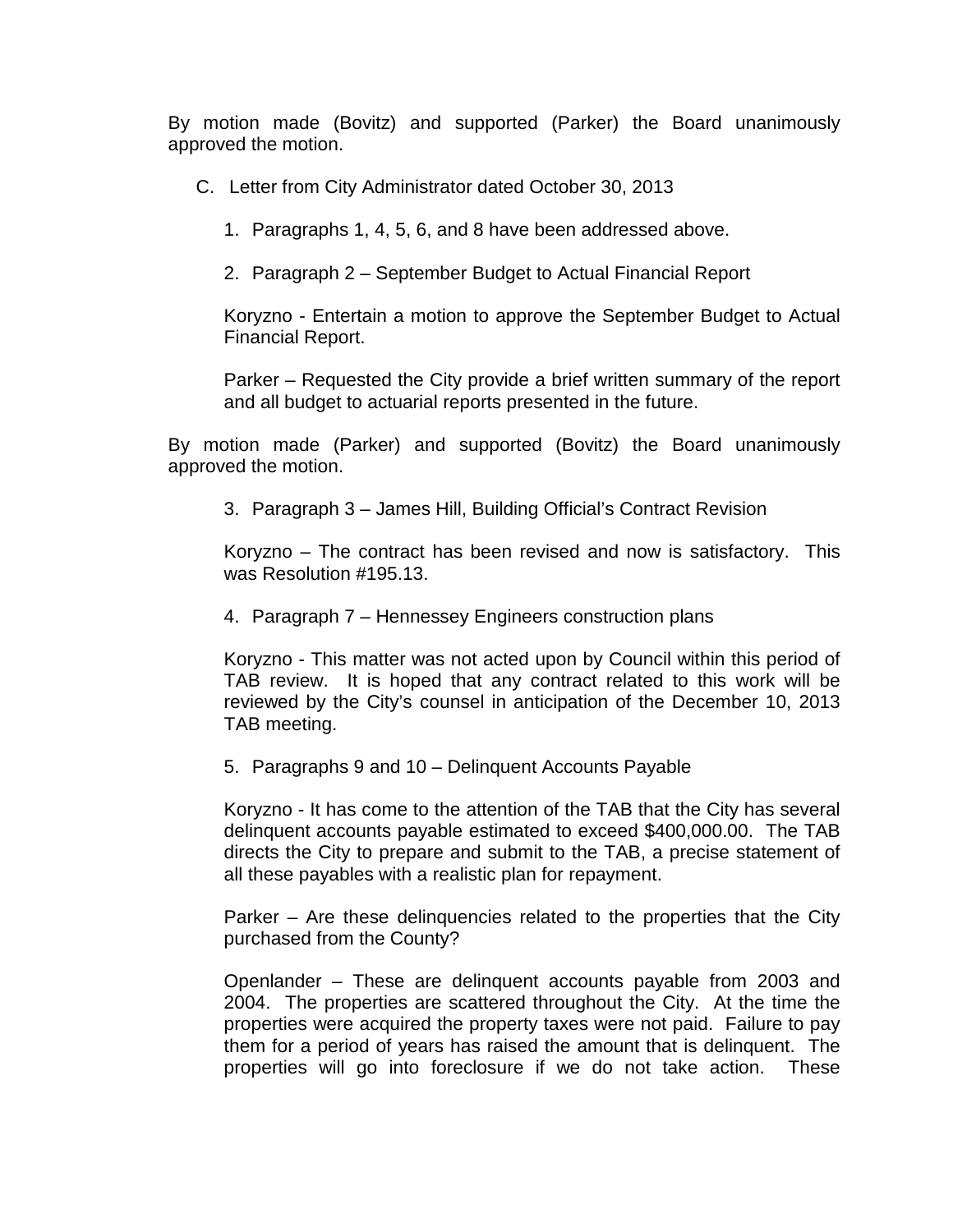By motion made (Bovitz) and supported (Parker) the Board unanimously approved the motion.

C. Letter from City Administrator dated October 30, 2013

1. Paragraphs 1, 4, 5, 6, and 8 have been addressed above.

2. Paragraph 2 – September Budget to Actual Financial Report

   Koryzno - Entertain a motion to approve the September Budget to Actual Financial Report.

   Parker – Requested the City provide a brief written summary of the report and all budget to actuarial reports presented in the future.

By motion made (Parker) and supported (Bovitz) the Board unanimously approved the motion.

3. Paragraph 3 – James Hill, Building Official's Contract Revision

   Koryzno – The contract has been revised and now is satisfactory. This was Resolution #195.13.

4. Paragraph 7 – Hennessey Engineers construction plans

   Koryzno - This matter was not acted upon by Council within this period of TAB review. It is hoped that any contract related to this work will be reviewed by the City's counsel in anticipation of the December 10, 2013 TAB meeting.

5. Paragraphs 9 and 10 – Delinquent Accounts Payable

   Koryzno - It has come to the attention of the TAB that the City has several delinquent accounts payable estimated to exceed $400,000.00. The TAB directs the City to prepare and submit to the TAB, a precise statement of all these payables with a realistic plan for repayment.

   Parker – Are these delinquencies related to the properties that the City purchased from the County?

   Openlander – These are delinquent accounts payable from 2003 and 2004. The properties are scattered throughout the City. At the time the properties were acquired the property taxes were not paid. Failure to pay them for a period of years has raised the amount that is delinquent. The properties will go into foreclosure if we do not take action. These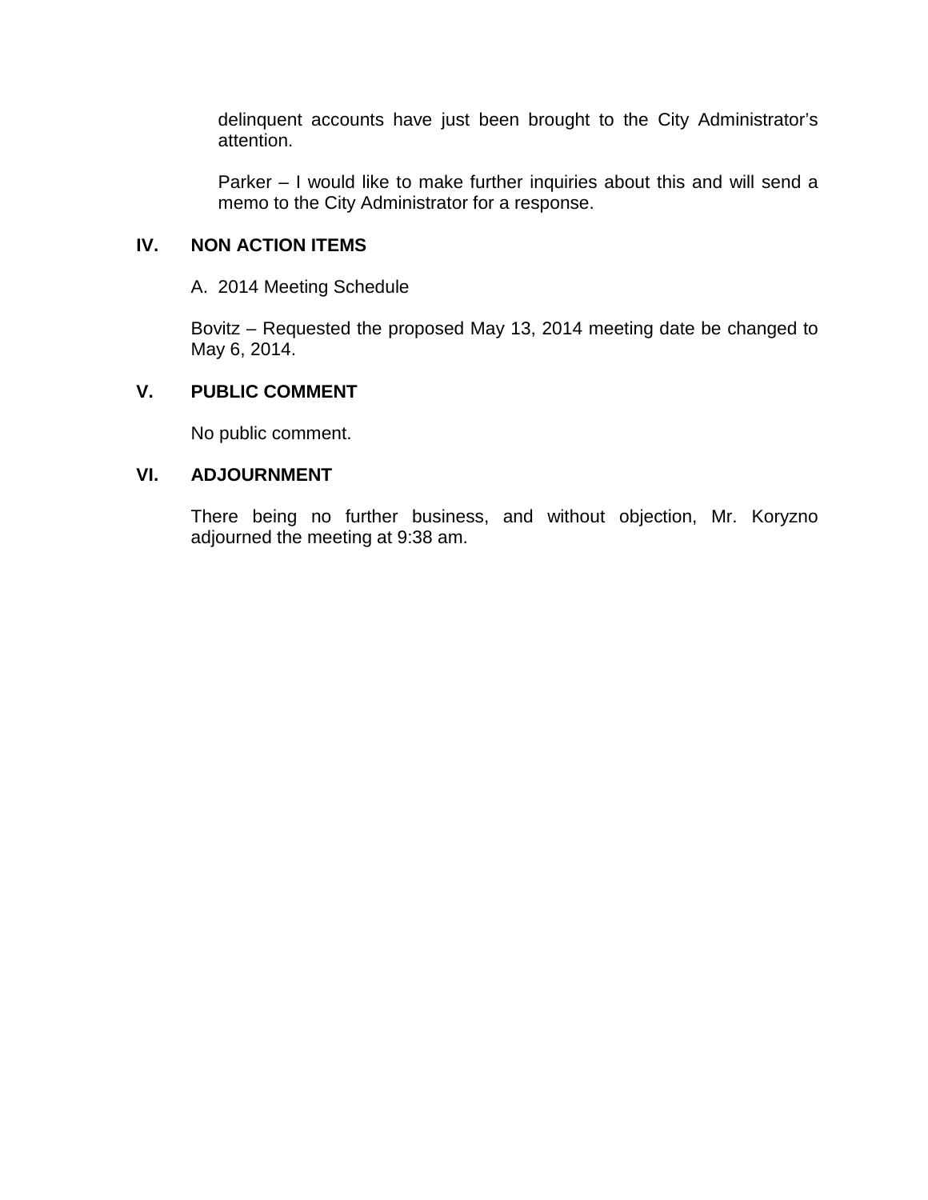delinquent accounts have just been brought to the City Administrator's attention.

Parker – I would like to make further inquiries about this and will send a memo to the City Administrator for a response.

## IV. NON ACTION ITEMS

A. 2014 Meeting Schedule

Bovitz – Requested the proposed May 13, 2014 meeting date be changed to May 6, 2014.

## V. PUBLIC COMMENT

No public comment.

## VI. ADJOURNMENT

There being no further business, and without objection, Mr. Koryzno adjourned the meeting at 9:38 am.